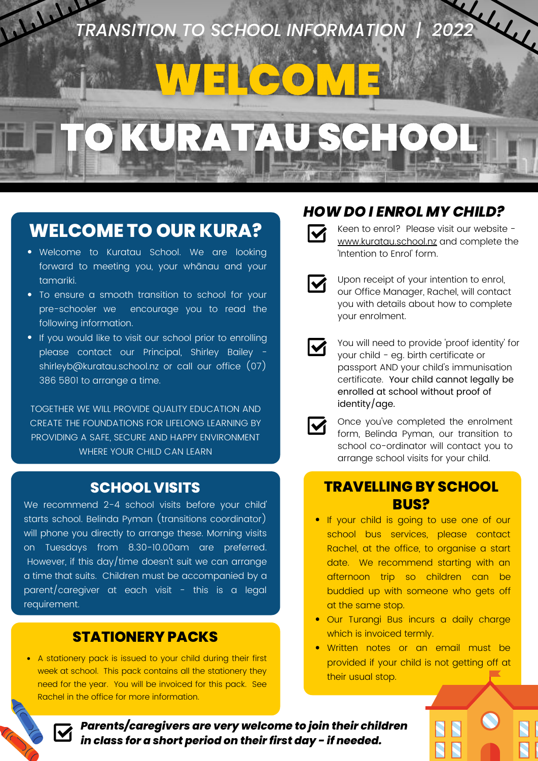TRANSITION TO SCHOOL INFORMATION | 2022

# WELCOME TO KURATAU SCHOOL

## WELCOME TO OUR KURA?

- Welcome to Kuratau School. We are looking forward to meeting you, your whānau and your tamariki.
- To ensure a smooth transition to school for your pre-schooler we encourage you to read the following information.
- If you would like to visit our school prior to enrolling please contact our Principal, Shirley Bailey - shirleyb@kuratau.school.nz or call our office (07) 386 5801 to arrange a time.

TOGETHER WE WILL PROVIDE QUALITY EDUCATION AND CREATE THE FOUNDATIONS FOR LIFELONG LEARNING BY PROVIDING A SAFE, SECURE AND HAPPY ENVIRONMENT WHERE YOUR CHILD CAN LEARN

## SCHOOL VISITS

We recommend 2-4 school visits before your child' starts school. Belinda Pyman (transitions coordinator) will phone you directly to arrange these. Morning visits on Tuesdays from 8.30-10.00am are preferred. However, if this day/time doesn't suit we can arrange a time that suits. Children must be accompanied by a parent/caregiver at each visit - this is a legal requirement.

## STATIONERY PACKS

- A stationery pack is issued to your child during their first week at school. This pack contains all the stationery they need for the year. You will be invoiced for this pack. See Rachel in the office for more information.

## *HOW DO I ENROL MY CHILD?*

- ☑ Keen to enrol? Please visit our website - www.kuratau.school.nz and complete the 'Intention to Enrol' form.
- ☑ Upon receipt of your intention to enrol, our Office Manager, Rachel, will contact you with details about how to complete your enrolment.
- ☑ You will need to provide 'proof identity' for your child - eg. birth certificate or passport AND your child's immunisation certificate. Your child cannot legally be enrolled at school without proof of identity/age.
- ☑ Once you've completed the enrolment form, Belinda Pyman, our transition to school co-ordinator will contact you to arrange school visits for your child.

## TRAVELLING BY SCHOOL BUS?

- If your child is going to use one of our school bus services, please contact Rachel, at the office, to organise a start date. We recommend starting with an afternoon trip so children can be buddied up with someone who gets off at the same stop.
- Our Turangi Bus incurs a daily charge which is invoiced termly.
- Written notes or an email must be provided if your child is not getting off at their usual stop.

☑ ***Parents/caregivers are very welcome to join their children in class for a short period on their first day - if needed.***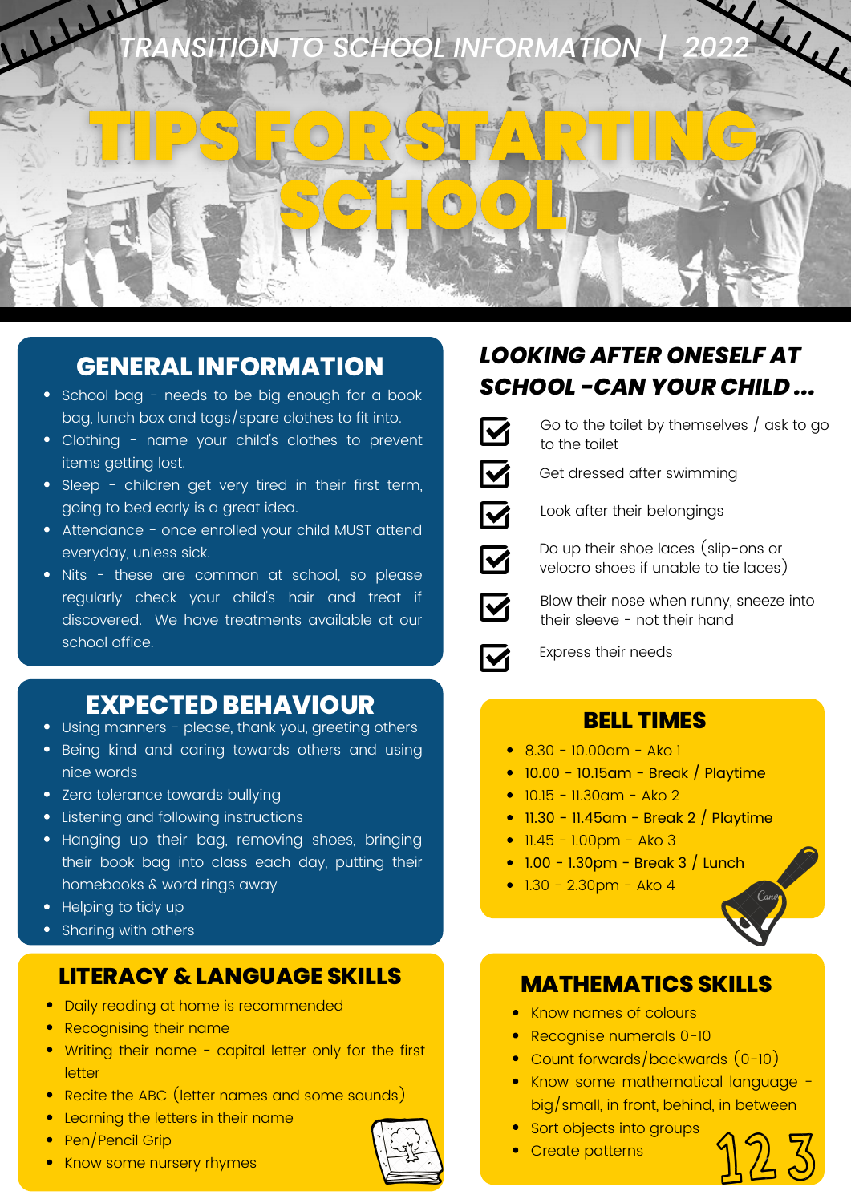TRANSITION TO SCHOOL INFORMATION | 2022

# TIPS FOR STARTING SCHOOL

## GENERAL INFORMATION

- School bag - needs to be big enough for a book bag, lunch box and togs/spare clothes to fit into.
- Clothing - name your child's clothes to prevent items getting lost.
- Sleep - children get very tired in their first term, going to bed early is a great idea.
- Attendance - once enrolled your child MUST attend everyday, unless sick.
- Nits - these are common at school, so please regularly check your child's hair and treat if discovered. We have treatments available at our school office.

## EXPECTED BEHAVIOUR

- Using manners - please, thank you, greeting others
- Being kind and caring towards others and using nice words
- Zero tolerance towards bullying
- Listening and following instructions
- Hanging up their bag, removing shoes, bringing their book bag into class each day, putting their homebooks & word rings away
- Helping to tidy up
- Sharing with others

## LITERACY & LANGUAGE SKILLS

- Daily reading at home is recommended
- Recognising their name
- Writing their name - capital letter only for the first letter
- Recite the ABC (letter names and some sounds)
- Learning the letters in their name
- Pen/Pencil Grip
- Know some nursery rhymes

## *LOOKING AFTER ONESELF AT SCHOOL -CAN YOUR CHILD ...*

- ☑ Go to the toilet by themselves / ask to go to the toilet
- ☑ Get dressed after swimming
- ☑ Look after their belongings
- ☑ Do up their shoe laces (slip-ons or velocro shoes if unable to tie laces)
- ☑ Blow their nose when runny, sneeze into their sleeve - not their hand
- ☑ Express their needs

## BELL TIMES

- 8.30 - 10.00am - Ako 1
- 10.00 - 10.15am - Break / Playtime
- 10.15 - 11.30am - Ako 2
- 11.30 - 11.45am - Break 2 / Playtime
- 11.45 - 1.00pm - Ako 3
- 1.00 - 1.30pm - Break 3 / Lunch
- 1.30 - 2.30pm - Ako 4

## MATHEMATICS SKILLS

- Know names of colours
- Recognise numerals 0-10
- Count forwards/backwards (0-10)
- Know some mathematical language - big/small, in front, behind, in between
- Sort objects into groups
- Create patterns